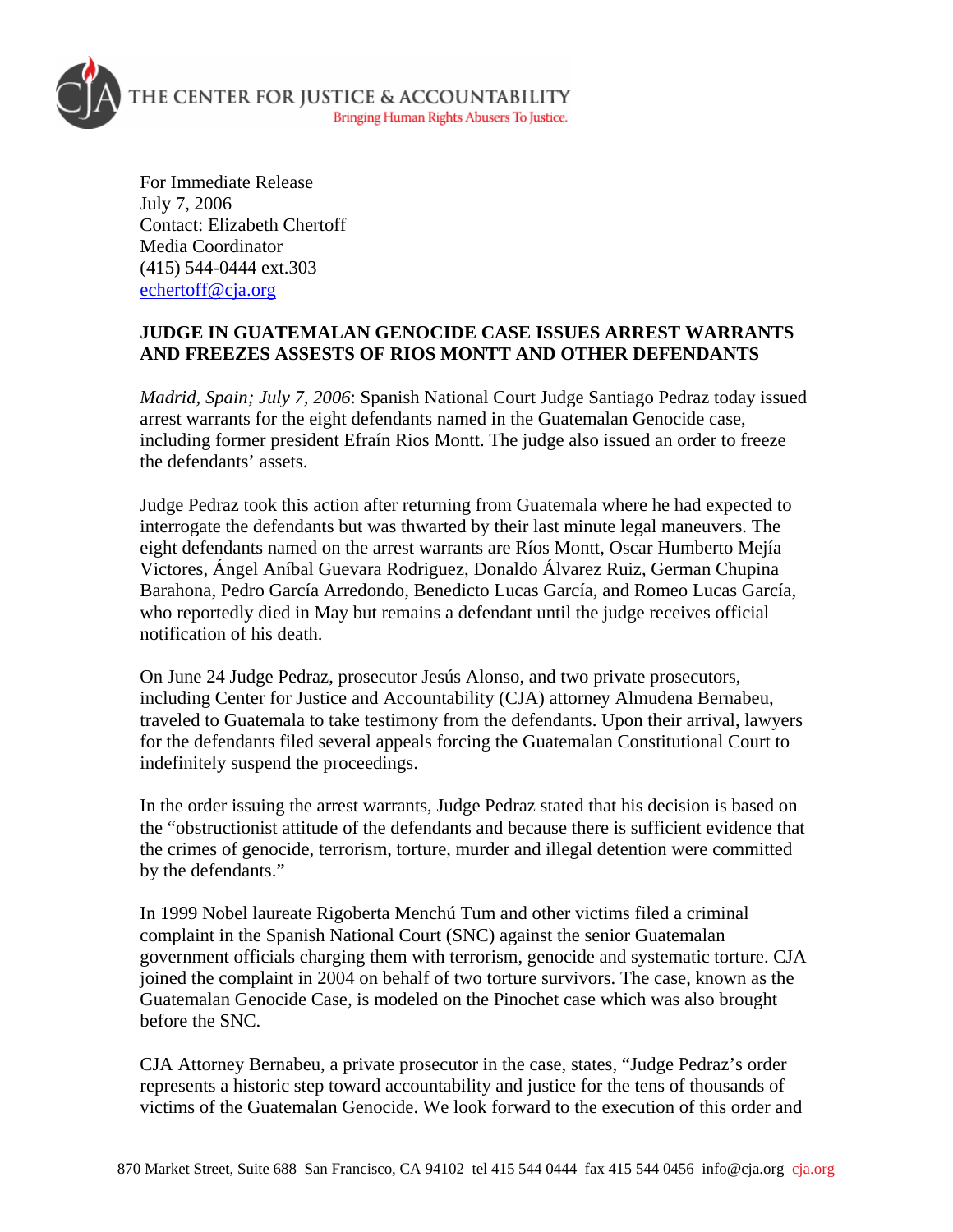THE CENTER FOR JUSTICE & ACCOUNTABILITY
Bringing Human Rights Abusers To Justice.

For Immediate Release
July 7, 2006
Contact: Elizabeth Chertoff
Media Coordinator
(415) 544-0444 ext.303
echertoff@cja.org

**JUDGE IN GUATEMALAN GENOCIDE CASE ISSUES ARREST WARRANTS AND FREEZES ASSESTS OF RIOS MONTT AND OTHER DEFENDANTS**

*Madrid, Spain; July 7, 2006*: Spanish National Court Judge Santiago Pedraz today issued arrest warrants for the eight defendants named in the Guatemalan Genocide case, including former president Efraín Rios Montt. The judge also issued an order to freeze the defendants' assets.

Judge Pedraz took this action after returning from Guatemala where he had expected to interrogate the defendants but was thwarted by their last minute legal maneuvers. The eight defendants named on the arrest warrants are Ríos Montt, Oscar Humberto Mejía Victores, Ángel Aníbal Guevara Rodriguez, Donaldo Álvarez Ruiz, German Chupina Barahona, Pedro García Arredondo, Benedicto Lucas García, and Romeo Lucas García, who reportedly died in May but remains a defendant until the judge receives official notification of his death.

On June 24 Judge Pedraz, prosecutor Jesús Alonso, and two private prosecutors, including Center for Justice and Accountability (CJA) attorney Almudena Bernabeu, traveled to Guatemala to take testimony from the defendants. Upon their arrival, lawyers for the defendants filed several appeals forcing the Guatemalan Constitutional Court to indefinitely suspend the proceedings.

In the order issuing the arrest warrants, Judge Pedraz stated that his decision is based on the "obstructionist attitude of the defendants and because there is sufficient evidence that the crimes of genocide, terrorism, torture, murder and illegal detention were committed by the defendants."

In 1999 Nobel laureate Rigoberta Menchú Tum and other victims filed a criminal complaint in the Spanish National Court (SNC) against the senior Guatemalan government officials charging them with terrorism, genocide and systematic torture. CJA joined the complaint in 2004 on behalf of two torture survivors. The case, known as the Guatemalan Genocide Case, is modeled on the Pinochet case which was also brought before the SNC.

CJA Attorney Bernabeu, a private prosecutor in the case, states, "Judge Pedraz's order represents a historic step toward accountability and justice for the tens of thousands of victims of the Guatemalan Genocide. We look forward to the execution of this order and

870 Market Street, Suite 688 San Francisco, CA 94102 tel 415 544 0444 fax 415 544 0456 info@cja.org cja.org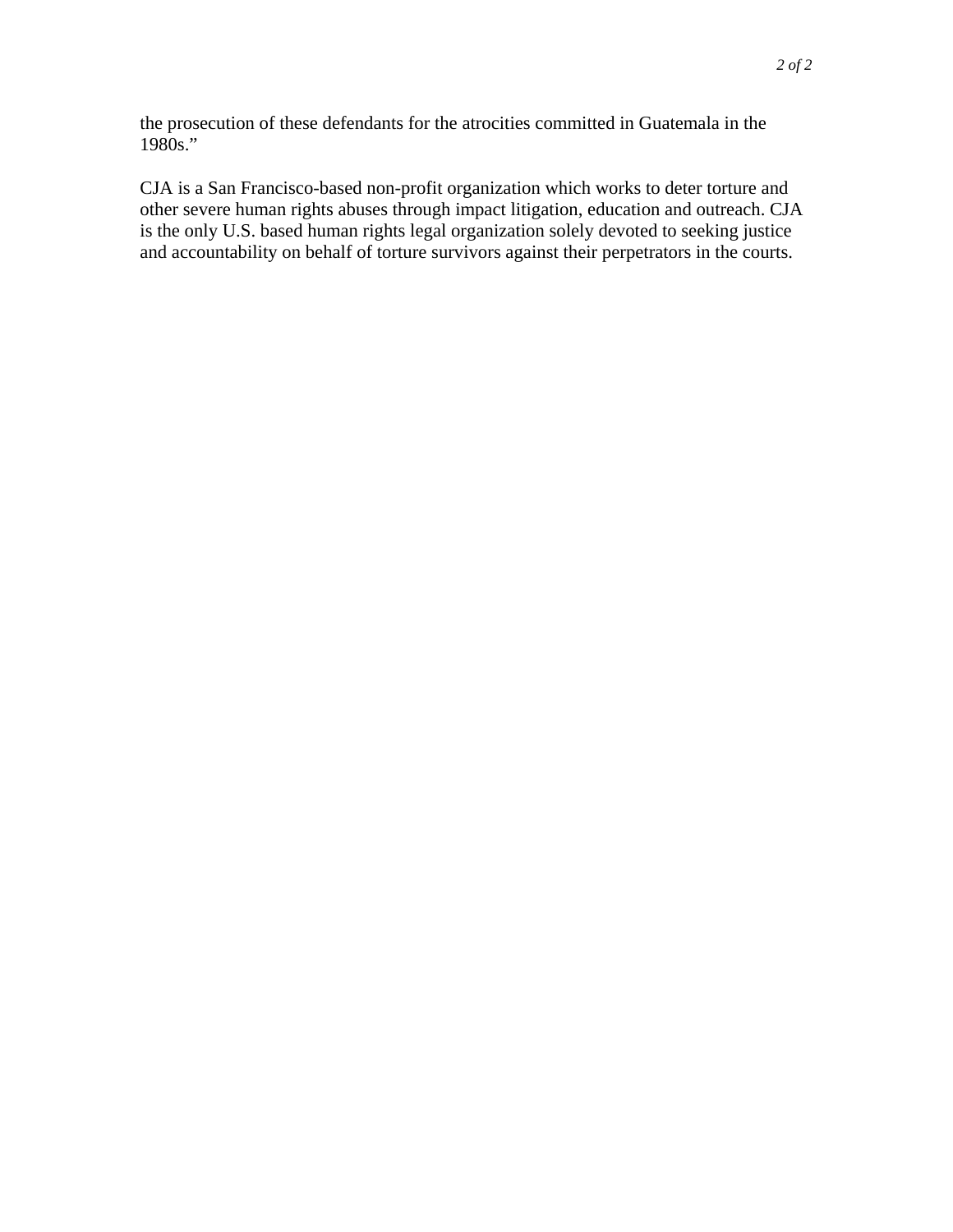the prosecution of these defendants for the atrocities committed in Guatemala in the 1980s."

CJA is a San Francisco-based non-profit organization which works to deter torture and other severe human rights abuses through impact litigation, education and outreach. CJA is the only U.S. based human rights legal organization solely devoted to seeking justice and accountability on behalf of torture survivors against their perpetrators in the courts.